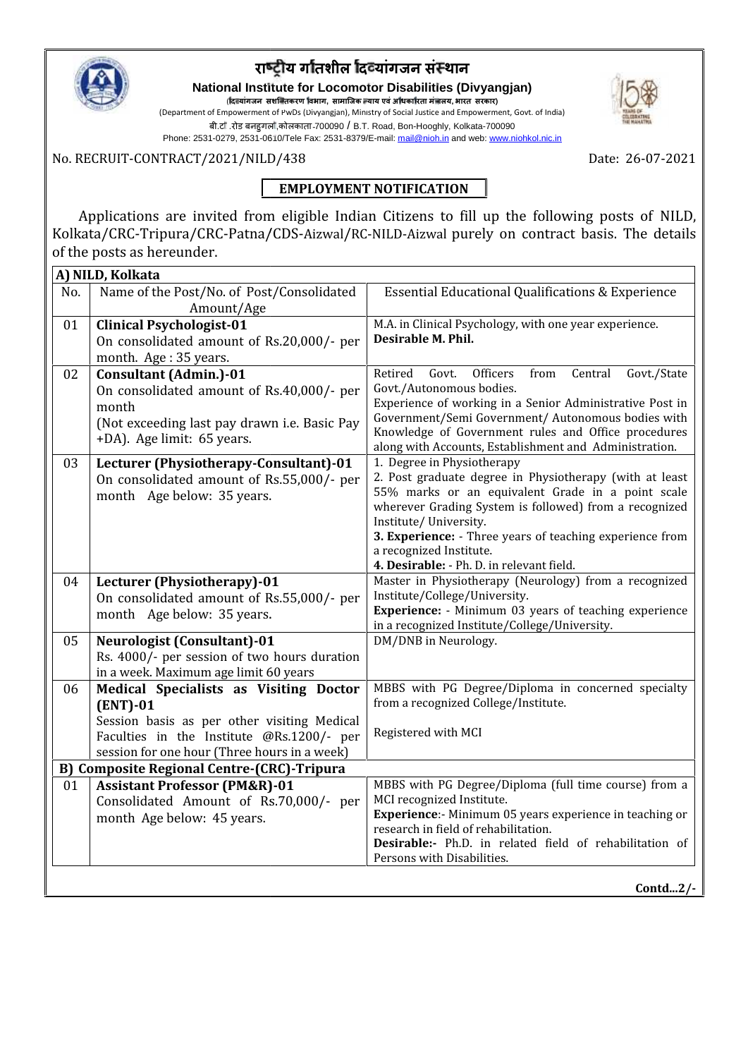# राष्ट्रीय गतिशील दिव्यांगजन संस्थान

**National Institute for Locomotor Disabilities (Divyangjan)**

(दिव्यांगजन सशक्तिकरण विभाग, सामाजिक न्याय एवं अधिकारिता मंत्रालय, भारत सरकार)

(Department of Empowerment of PwDs (Divyangjan), Ministry of Social Justice and Empowerment, Govt. of India)

बी.टी .रोड बनहुगली,कोलकाता-700090 / B.T. Road, Bon-Hooghly, Kolkata-700090

Phone: 2531-0279, 2531-0610/Tele Fax: 2531-8379/E-mail: mail@nioh.in and web: www.niohkol.nic.in

No. RECRUIT-CONTRACT/2021/NILD/438

Date: 26-07-2021

## EMPLOYMENT NOTIFICATION

Applications are invited from eligible Indian Citizens to fill up the following posts of NILD, Kolkata/CRC-Tripura/CRC-Patna/CDS-Aizwal/RC-NILD-Aizwal purely on contract basis. The details of the posts as hereunder.

| No. | Name of the Post/No. of Post/Consolidated Amount/Age | Essential Educational Qualifications & Experience |
|---|---|---|
| **A) NILD, Kolkata** | | |
| 01 | **Clinical Psychologist-01**<br>On consolidated amount of Rs.20,000/- per month. Age : 35 years. | M.A. in Clinical Psychology, with one year experience.<br>**Desirable M. Phil.** |
| 02 | **Consultant (Admin.)-01**<br>On consolidated amount of Rs.40,000/- per month<br>(Not exceeding last pay drawn i.e. Basic Pay +DA). Age limit: 65 years. | Retired Govt. Officers from Central Govt./State Govt./Autonomous bodies.<br>Experience of working in a Senior Administrative Post in Government/Semi Government/ Autonomous bodies with Knowledge of Government rules and Office procedures along with Accounts, Establishment and Administration. |
| 03 | **Lecturer (Physiotherapy-Consultant)-01**<br>On consolidated amount of Rs.55,000/- per month Age below: 35 years. | 1. Degree in Physiotherapy<br>2. Post graduate degree in Physiotherapy (with at least 55% marks or an equivalent Grade in a point scale wherever Grading System is followed) from a recognized Institute/ University.<br>**3. Experience:** - Three years of teaching experience from a recognized Institute.<br>**4. Desirable:** - Ph. D. in relevant field. |
| 04 | **Lecturer (Physiotherapy)-01**<br>On consolidated amount of Rs.55,000/- per month Age below: 35 years. | Master in Physiotherapy (Neurology) from a recognized Institute/College/University.<br>**Experience:** - Minimum 03 years of teaching experience in a recognized Institute/College/University. |
| 05 | **Neurologist (Consultant)-01**<br>Rs. 4000/- per session of two hours duration in a week. Maximum age limit 60 years | DM/DNB in Neurology. |
| 06 | **Medical Specialists as Visiting Doctor (ENT)-01**<br>Session basis as per other visiting Medical Faculties in the Institute @Rs.1200/- per session for one hour (Three hours in a week) | MBBS with PG Degree/Diploma in concerned specialty from a recognized College/Institute.<br><br>Registered with MCI |
| **B) Composite Regional Centre-(CRC)-Tripura** | | |
| 01 | **Assistant Professor (PM&R)-01**<br>Consolidated Amount of Rs.70,000/- per month Age below: 45 years. | MBBS with PG Degree/Diploma (full time course) from a MCI recognized Institute.<br>**Experience**:- Minimum 05 years experience in teaching or research in field of rehabilitation.<br>**Desirable:-** Ph.D. in related field of rehabilitation of Persons with Disabilities. |

**Contd...2/-**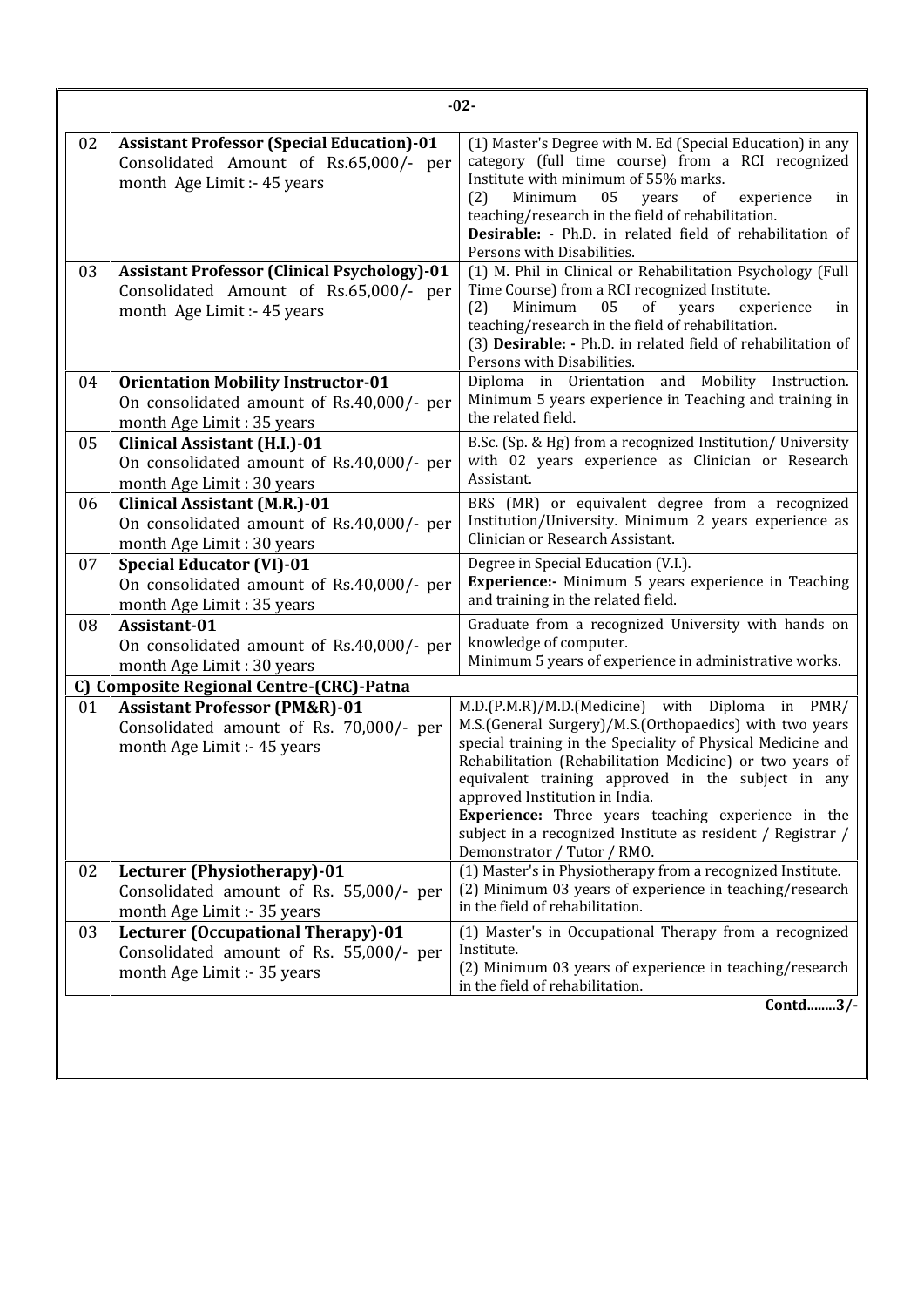| | | |
|---|---|---|
| 02 | **Assistant Professor (Special Education)-01** Consolidated Amount of Rs.65,000/- per month Age Limit :- 45 years | (1) Master's Degree with M. Ed (Special Education) in any category (full time course) from a RCI recognized Institute with minimum of 55% marks. (2) Minimum 05 years of experience in teaching/research in the field of rehabilitation. **Desirable:** - Ph.D. in related field of rehabilitation of Persons with Disabilities. |
| 03 | **Assistant Professor (Clinical Psychology)-01** Consolidated Amount of Rs.65,000/- per month Age Limit :- 45 years | (1) M. Phil in Clinical or Rehabilitation Psychology (Full Time Course) from a RCI recognized Institute. (2) Minimum 05 of years experience in teaching/research in the field of rehabilitation. (3) **Desirable: -** Ph.D. in related field of rehabilitation of Persons with Disabilities. |
| 04 | **Orientation Mobility Instructor-01** On consolidated amount of Rs.40,000/- per month Age Limit : 35 years | Diploma in Orientation and Mobility Instruction. Minimum 5 years experience in Teaching and training in the related field. |
| 05 | **Clinical Assistant (H.I.)-01** On consolidated amount of Rs.40,000/- per month Age Limit : 30 years | B.Sc. (Sp. & Hg) from a recognized Institution/ University with 02 years experience as Clinician or Research Assistant. |
| 06 | **Clinical Assistant (M.R.)-01** On consolidated amount of Rs.40,000/- per month Age Limit : 30 years | BRS (MR) or equivalent degree from a recognized Institution/University. Minimum 2 years experience as Clinician or Research Assistant. |
| 07 | **Special Educator (VI)-01** On consolidated amount of Rs.40,000/- per month Age Limit : 35 years | Degree in Special Education (V.I.). **Experience:-** Minimum 5 years experience in Teaching and training in the related field. |
| 08 | **Assistant-01** On consolidated amount of Rs.40,000/- per month Age Limit : 30 years | Graduate from a recognized University with hands on knowledge of computer. Minimum 5 years of experience in administrative works. |
| **C) Composite Regional Centre-(CRC)-Patna** | | |
| 01 | **Assistant Professor (PM&R)-01** Consolidated amount of Rs. 70,000/- per month Age Limit :- 45 years | M.D.(P.M.R)/M.D.(Medicine) with Diploma in PMR/ M.S.(General Surgery)/M.S.(Orthopaedics) with two years special training in the Speciality of Physical Medicine and Rehabilitation (Rehabilitation Medicine) or two years of equivalent training approved in the subject in any approved Institution in India. **Experience:** Three years teaching experience in the subject in a recognized Institute as resident / Registrar / Demonstrator / Tutor / RMO. |
| 02 | **Lecturer (Physiotherapy)-01** Consolidated amount of Rs. 55,000/- per month Age Limit :- 35 years | (1) Master's in Physiotherapy from a recognized Institute. (2) Minimum 03 years of experience in teaching/research in the field of rehabilitation. |
| 03 | **Lecturer (Occupational Therapy)-01** Consolidated amount of Rs. 55,000/- per month Age Limit :- 35 years | (1) Master's in Occupational Therapy from a recognized Institute. (2) Minimum 03 years of experience in teaching/research in the field of rehabilitation. |

**Contd........3/-**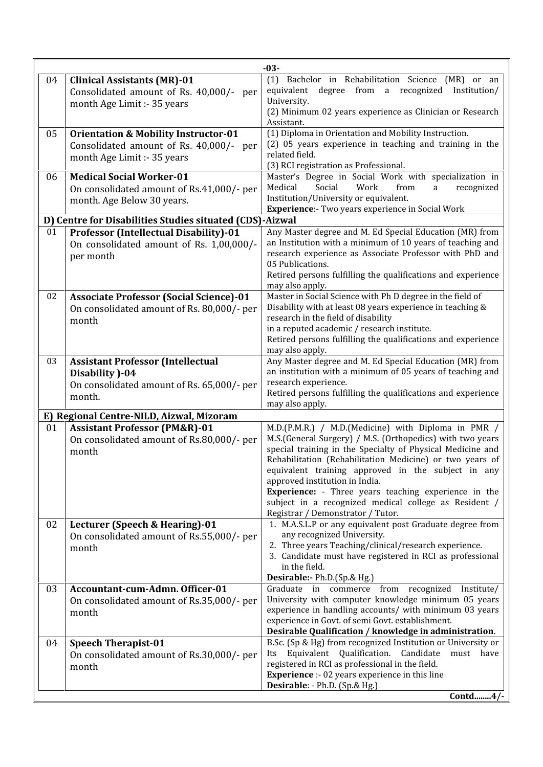| | | |
|---|---|---|
| 04 | **Clinical Assistants (MR)-01**<br>Consolidated amount of Rs. 40,000/- per month Age Limit :- 35 years | (1) Bachelor in Rehabilitation Science (MR) or an equivalent degree from a recognized Institution/ University.<br>(2) Minimum 02 years experience as Clinician or Research Assistant. |
| 05 | **Orientation & Mobility Instructor-01**<br>Consolidated amount of Rs. 40,000/- per month Age Limit :- 35 years | (1) Diploma in Orientation and Mobility Instruction.<br>(2) 05 years experience in teaching and training in the related field.<br>(3) RCI registration as Professional. |
| 06 | **Medical Social Worker-01**<br>On consolidated amount of Rs.41,000/- per month. Age Below 30 years. | Master's Degree in Social Work with specialization in Medical Social Work from a recognized Institution/University or equivalent.<br>**Experience**:- Two years experience in Social Work |
| **D) Centre for Disabilities Studies situated (CDS)-Aizwal** | | |
| 01 | **Professor (Intellectual Disability)-01**<br>On consolidated amount of Rs. 1,00,000/- per month | Any Master degree and M. Ed Special Education (MR) from an Institution with a minimum of 10 years of teaching and research experience as Associate Professor with PhD and 05 Publications.<br>Retired persons fulfilling the qualifications and experience may also apply. |
| 02 | **Associate Professor (Social Science)-01**<br>On consolidated amount of Rs. 80,000/- per month | Master in Social Science with Ph D degree in the field of Disability with at least 08 years experience in teaching & research in the field of disability in a reputed academic / research institute.<br>Retired persons fulfilling the qualifications and experience may also apply. |
| 03 | **Assistant Professor (Intellectual Disability )-04**<br>On consolidated amount of Rs. 65,000/- per month. | Any Master degree and M. Ed Special Education (MR) from an institution with a minimum of 05 years of teaching and research experience.<br>Retired persons fulfilling the qualifications and experience may also apply. |
| **E) Regional Centre-NILD, Aizwal, Mizoram** | | |
| 01 | **Assistant Professor (PM&R)-01**<br>On consolidated amount of Rs.80,000/- per month | M.D.(P.M.R.) / M.D.(Medicine) with Diploma in PMR / M.S.(General Surgery) / M.S. (Orthopedics) with two years special training in the Specialty of Physical Medicine and Rehabilitation (Rehabilitation Medicine) or two years of equivalent training approved in the subject in any approved institution in India.<br>**Experience:** - Three years teaching experience in the subject in a recognized medical college as Resident / Registrar / Demonstrator / Tutor. |
| 02 | **Lecturer (Speech & Hearing)-01**<br>On consolidated amount of Rs.55,000/- per month | 1. M.A.S.L.P or any equivalent post Graduate degree from any recognized University.<br>2. Three years Teaching/clinical/research experience.<br>3. Candidate must have registered in RCI as professional in the field.<br>**Desirable:-** Ph.D.(Sp.& Hg.) |
| 03 | **Accountant-cum-Admn. Officer-01**<br>On consolidated amount of Rs.35,000/- per month | Graduate in commerce from recognized Institute/ University with computer knowledge minimum 05 years experience in handling accounts/ with minimum 03 years experience in Govt. of semi Govt. establishment.<br>**Desirable Qualification / knowledge in administration**. |
| 04 | **Speech Therapist-01**<br>On consolidated amount of Rs.30,000/- per month | B.Sc. (Sp & Hg) from recognized Institution or University or Its Equivalent Qualification. Candidate must have registered in RCI as professional in the field.<br>**Experience** :- 02 years experience in this line<br>**Desirable**: - Ph.D. (Sp.& Hg.) |

**Contd........4/-**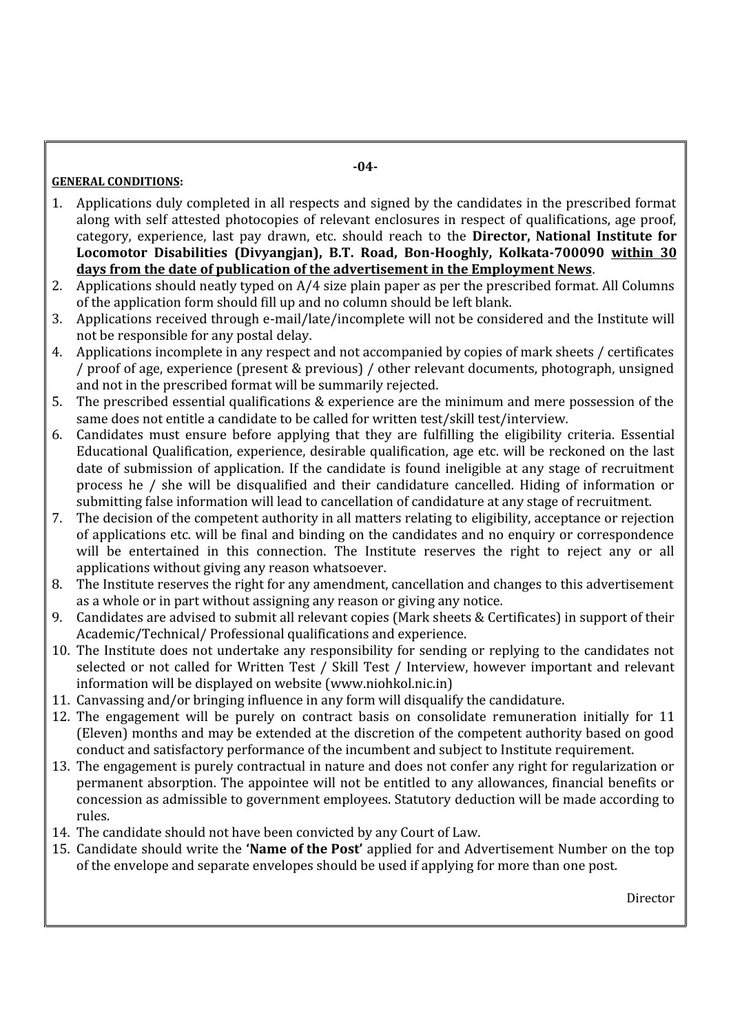**GENERAL CONDITIONS:**

1. Applications duly completed in all respects and signed by the candidates in the prescribed format along with self attested photocopies of relevant enclosures in respect of qualifications, age proof, category, experience, last pay drawn, etc. should reach to the **Director, National Institute for Locomotor Disabilities (Divyangjan), B.T. Road, Bon-Hooghly, Kolkata-700090** **<u>within 30 days from the date of publication of the advertisement in the Employment News</u>**.
2. Applications should neatly typed on A/4 size plain paper as per the prescribed format. All Columns of the application form should fill up and no column should be left blank.
3. Applications received through e-mail/late/incomplete will not be considered and the Institute will not be responsible for any postal delay.
4. Applications incomplete in any respect and not accompanied by copies of mark sheets / certificates / proof of age, experience (present & previous) / other relevant documents, photograph, unsigned and not in the prescribed format will be summarily rejected.
5. The prescribed essential qualifications & experience are the minimum and mere possession of the same does not entitle a candidate to be called for written test/skill test/interview.
6. Candidates must ensure before applying that they are fulfilling the eligibility criteria. Essential Educational Qualification, experience, desirable qualification, age etc. will be reckoned on the last date of submission of application. If the candidate is found ineligible at any stage of recruitment process he / she will be disqualified and their candidature cancelled. Hiding of information or submitting false information will lead to cancellation of candidature at any stage of recruitment.
7. The decision of the competent authority in all matters relating to eligibility, acceptance or rejection of applications etc. will be final and binding on the candidates and no enquiry or correspondence will be entertained in this connection. The Institute reserves the right to reject any or all applications without giving any reason whatsoever.
8. The Institute reserves the right for any amendment, cancellation and changes to this advertisement as a whole or in part without assigning any reason or giving any notice.
9. Candidates are advised to submit all relevant copies (Mark sheets & Certificates) in support of their Academic/Technical/ Professional qualifications and experience.
10. The Institute does not undertake any responsibility for sending or replying to the candidates not selected or not called for Written Test / Skill Test / Interview, however important and relevant information will be displayed on website (www.niohkol.nic.in)
11. Canvassing and/or bringing influence in any form will disqualify the candidature.
12. The engagement will be purely on contract basis on consolidate remuneration initially for 11 (Eleven) months and may be extended at the discretion of the competent authority based on good conduct and satisfactory performance of the incumbent and subject to Institute requirement.
13. The engagement is purely contractual in nature and does not confer any right for regularization or permanent absorption. The appointee will not be entitled to any allowances, financial benefits or concession as admissible to government employees. Statutory deduction will be made according to rules.
14. The candidate should not have been convicted by any Court of Law.
15. Candidate should write the **'Name of the Post'** applied for and Advertisement Number on the top of the envelope and separate envelopes should be used if applying for more than one post.

Director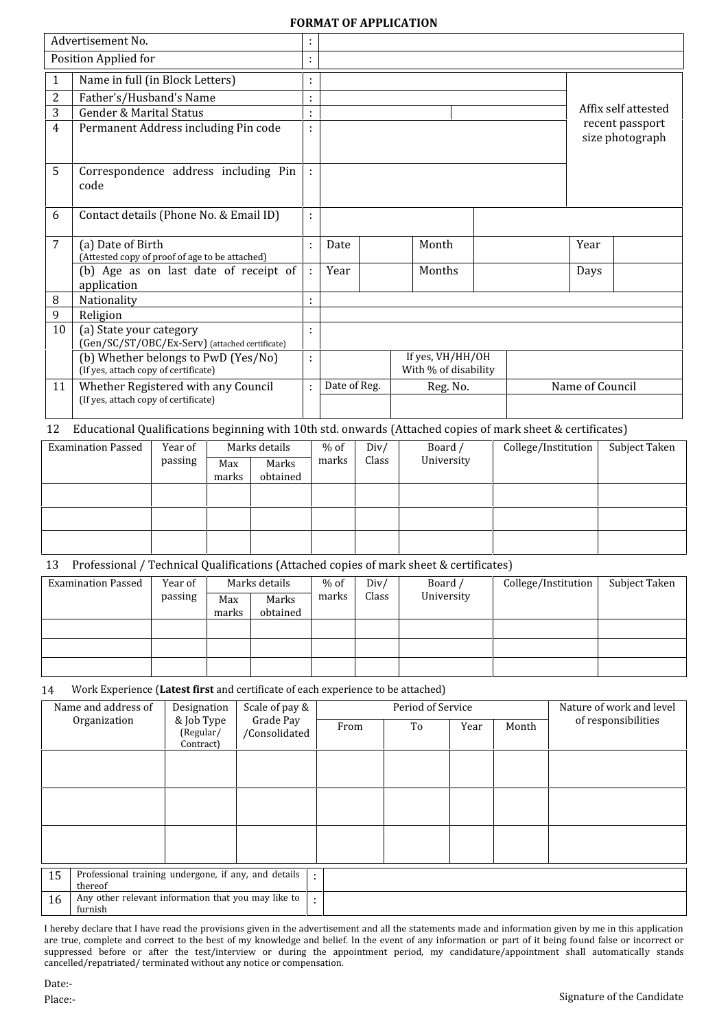# FORMAT OF APPLICATION

| | | |
|---|---|---|
| Advertisement No. | : | |
| Position Applied for | : | |

| | | | | |
|---|---|---|---|---|
| 1 | Name in full (in Block Letters) | : | | Affix self attested recent passport size photograph |
| 2 | Father's/Husband's Name | : | | |
| 3 | Gender & Marital Status | : | | |
| 4 | Permanent Address including Pin code | : | | |
| 5 | Correspondence address including Pin code | : | | |
| 6 | Contact details (Phone No. & Email ID) | : | | |

| | | | | | | | | |
|---|---|---|---|---|---|---|---|---|
| 7 | (a) Date of Birth (Attested copy of proof of age to be attached) | : | Date | | Month | | Year | |
| | (b) Age as on last date of receipt of application | : | Year | | Months | | Days | |
| 8 | Nationality | : | | | | | | |
| 9 | Religion | | | | | | | |
| 10 | (a) State your category (Gen/SC/ST/OBC/Ex-Serv) (attached certificate) | : | | | | | | |
| | (b) Whether belongs to PwD (Yes/No) (If yes, attach copy of certificate) | : | | If yes, VH/HH/OH With % of disability | | | | |
| 11 | Whether Registered with any Council (If yes, attach copy of certificate) | : | Date of Reg. | Reg. No. | | Name of Council | | |

12 Educational Qualifications beginning with 10th std. onwards (Attached copies of mark sheet & certificates)

| Examination Passed | Year of passing | Marks details | | % of marks | Div/ Class | Board / University | College/Institution | Subject Taken |
|---|---|---|---|---|---|---|---|---|
| | | Max marks | Marks obtained | | | | | |
| | | | | | | | | |
| | | | | | | | | |
| | | | | | | | | |

13 Professional / Technical Qualifications (Attached copies of mark sheet & certificates)

| Examination Passed | Year of passing | Marks details | | % of marks | Div/ Class | Board / University | College/Institution | Subject Taken |
|---|---|---|---|---|---|---|---|---|
| | | Max marks | Marks obtained | | | | | |
| | | | | | | | | |
| | | | | | | | | |
| | | | | | | | | |

14 Work Experience (**Latest first** and certificate of each experience to be attached)

| Name and address of Organization | Designation & Job Type (Regular/ Contract) | Scale of pay & Grade Pay /Consolidated | Period of Service | | | | Nature of work and level of responsibilities |
|---|---|---|---|---|---|---|---|
| | | | From | To | Year | Month | |
| | | | | | | | |
| | | | | | | | |
| | | | | | | | |

| | | | |
|---|---|---|---|
| 15 | Professional training undergone, if any, and details thereof | : | |
| 16 | Any other relevant information that you may like to furnish | : | |

I hereby declare that I have read the provisions given in the advertisement and all the statements made and information given by me in this application are true, complete and correct to the best of my knowledge and belief. In the event of any information or part of it being found false or incorrect or suppressed before or after the test/interview or during the appointment period, my candidature/appointment shall automatically stands cancelled/repatriated/ terminated without any notice or compensation.

Date:-

Place:-

Signature of the Candidate